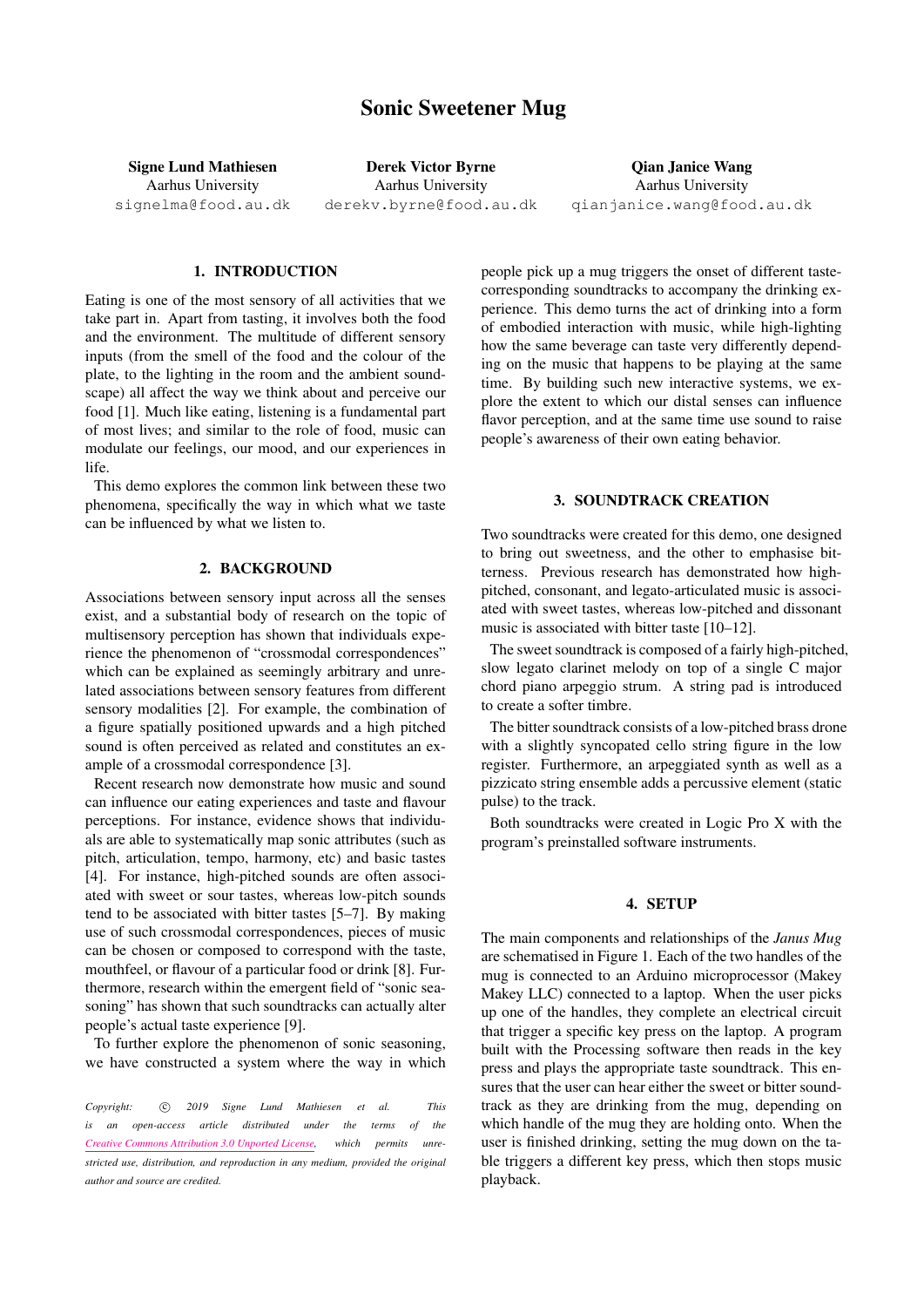# Sonic Sweetener Mug

**Signe Lund Mathiesen**
Aarhus University
signelma@food.au.dk

**Derek Victor Byrne**
Aarhus University
derekv.byrne@food.au.dk

**Qian Janice Wang**
Aarhus University
qianjanice.wang@food.au.dk

## 1. INTRODUCTION

Eating is one of the most sensory of all activities that we take part in. Apart from tasting, it involves both the food and the environment. The multitude of different sensory inputs (from the smell of the food and the colour of the plate, to the lighting in the room and the ambient soundscape) all affect the way we think about and perceive our food [1]. Much like eating, listening is a fundamental part of most lives; and similar to the role of food, music can modulate our feelings, our mood, and our experiences in life.

This demo explores the common link between these two phenomena, specifically the way in which what we taste can be influenced by what we listen to.

## 2. BACKGROUND

Associations between sensory input across all the senses exist, and a substantial body of research on the topic of multisensory perception has shown that individuals experience the phenomenon of "crossmodal correspondences" which can be explained as seemingly arbitrary and unrelated associations between sensory features from different sensory modalities [2]. For example, the combination of a figure spatially positioned upwards and a high pitched sound is often perceived as related and constitutes an example of a crossmodal correspondence [3].

Recent research now demonstrate how music and sound can influence our eating experiences and taste and flavour perceptions. For instance, evidence shows that individuals are able to systematically map sonic attributes (such as pitch, articulation, tempo, harmony, etc) and basic tastes [4]. For instance, high-pitched sounds are often associated with sweet or sour tastes, whereas low-pitch sounds tend to be associated with bitter tastes [5–7]. By making use of such crossmodal correspondences, pieces of music can be chosen or composed to correspond with the taste, mouthfeel, or flavour of a particular food or drink [8]. Furthermore, research within the emergent field of "sonic seasoning" has shown that such soundtracks can actually alter people's actual taste experience [9].

To further explore the phenomenon of sonic seasoning, we have constructed a system where the way in which people pick up a mug triggers the onset of different taste-corresponding soundtracks to accompany the drinking experience. This demo turns the act of drinking into a form of embodied interaction with music, while high-lighting how the same beverage can taste very differently depending on the music that happens to be playing at the same time. By building such new interactive systems, we explore the extent to which our distal senses can influence flavor perception, and at the same time use sound to raise people's awareness of their own eating behavior.

## 3. SOUNDTRACK CREATION

Two soundtracks were created for this demo, one designed to bring out sweetness, and the other to emphasise bitterness. Previous research has demonstrated how high-pitched, consonant, and legato-articulated music is associated with sweet tastes, whereas low-pitched and dissonant music is associated with bitter taste [10–12].

The sweet soundtrack is composed of a fairly high-pitched, slow legato clarinet melody on top of a single C major chord piano arpeggio strum. A string pad is introduced to create a softer timbre.

The bitter soundtrack consists of a low-pitched brass drone with a slightly syncopated cello string figure in the low register. Furthermore, an arpeggiated synth as well as a pizzicato string ensemble adds a percussive element (static pulse) to the track.

Both soundtracks were created in Logic Pro X with the program's preinstalled software instruments.

## 4. SETUP

The main components and relationships of the *Janus Mug* are schematised in Figure 1. Each of the two handles of the mug is connected to an Arduino microprocessor (Makey Makey LLC) connected to a laptop. When the user picks up one of the handles, they complete an electrical circuit that trigger a specific key press on the laptop. A program built with the Processing software then reads in the key press and plays the appropriate taste soundtrack. This ensures that the user can hear either the sweet or bitter soundtrack as they are drinking from the mug, depending on which handle of the mug they are holding onto. When the user is finished drinking, setting the mug down on the table triggers a different key press, which then stops music playback.

*Copyright: © 2019 Signe Lund Mathiesen et al. This is an open-access article distributed under the terms of the Creative Commons Attribution 3.0 Unported License, which permits unrestricted use, distribution, and reproduction in any medium, provided the original author and source are credited.*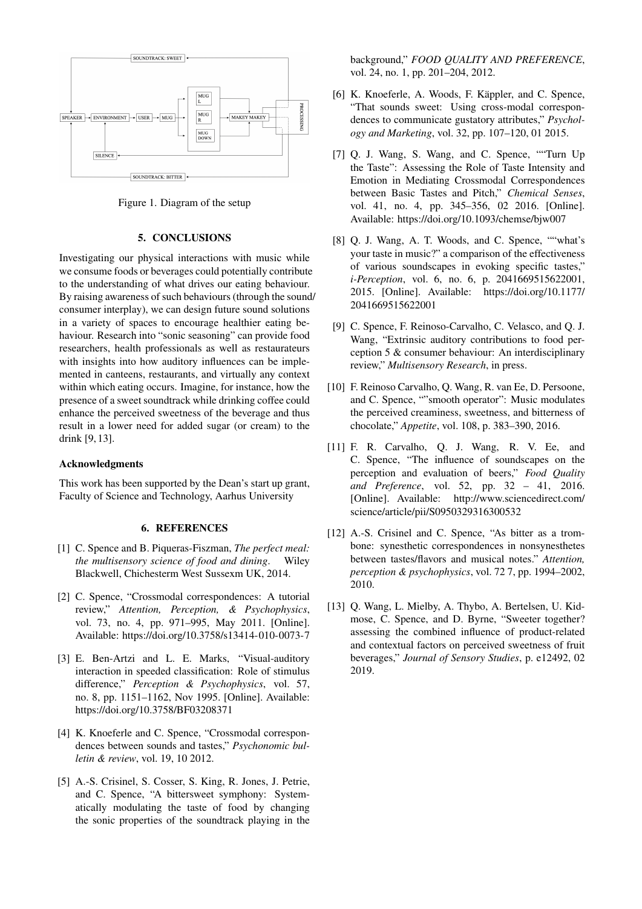SOUNDTRACK: SWEET

SPEAKER

ENVIRONMENT

USER

MUG

MUG L

MUG R

MUG DOWN

MAKEY MAKEY

PROCESSING

SILENCE

SOUNDTRACK: BITTER

Figure 1. Diagram of the setup

## 5. CONCLUSIONS

Investigating our physical interactions with music while we consume foods or beverages could potentially contribute to the understanding of what drives our eating behaviour. By raising awareness of such behaviours (through the sound/ consumer interplay), we can design future sound solutions in a variety of spaces to encourage healthier eating behaviour. Research into "sonic seasoning" can provide food researchers, health professionals as well as restaurateurs with insights into how auditory influences can be implemented in canteens, restaurants, and virtually any context within which eating occurs. Imagine, for instance, how the presence of a sweet soundtrack while drinking coffee could enhance the perceived sweetness of the beverage and thus result in a lower need for added sugar (or cream) to the drink [9, 13].

### Acknowledgments

This work has been supported by the Dean's start up grant, Faculty of Science and Technology, Aarhus University

## 6. REFERENCES

[1] C. Spence and B. Piqueras-Fiszman, *The perfect meal: the multisensory science of food and dining*. Wiley Blackwell, Chichesterm West Sussexm UK, 2014.

[2] C. Spence, "Crossmodal correspondences: A tutorial review," *Attention, Perception, & Psychophysics*, vol. 73, no. 4, pp. 971–995, May 2011. [Online]. Available: https://doi.org/10.3758/s13414-010-0073-7

[3] E. Ben-Artzi and L. E. Marks, "Visual-auditory interaction in speeded classification: Role of stimulus difference," *Perception & Psychophysics*, vol. 57, no. 8, pp. 1151–1162, Nov 1995. [Online]. Available: https://doi.org/10.3758/BF03208371

[4] K. Knoeferle and C. Spence, "Crossmodal correspondences between sounds and tastes," *Psychonomic bulletin & review*, vol. 19, 10 2012.

[5] A.-S. Crisinel, S. Cosser, S. King, R. Jones, J. Petrie, and C. Spence, "A bittersweet symphony: Systematically modulating the taste of food by changing the sonic properties of the soundtrack playing in the background," *FOOD QUALITY AND PREFERENCE*, vol. 24, no. 1, pp. 201–204, 2012.

[6] K. Knoeferle, A. Woods, F. Käppler, and C. Spence, "That sounds sweet: Using cross-modal correspondences to communicate gustatory attributes," *Psychology and Marketing*, vol. 32, pp. 107–120, 01 2015.

[7] Q. J. Wang, S. Wang, and C. Spence, ""Turn Up the Taste": Assessing the Role of Taste Intensity and Emotion in Mediating Crossmodal Correspondences between Basic Tastes and Pitch," *Chemical Senses*, vol. 41, no. 4, pp. 345–356, 02 2016. [Online]. Available: https://doi.org/10.1093/chemse/bjw007

[8] Q. J. Wang, A. T. Woods, and C. Spence, ""what's your taste in music?" a comparison of the effectiveness of various soundscapes in evoking specific tastes," *i-Perception*, vol. 6, no. 6, p. 2041669515622001, 2015. [Online]. Available: https://doi.org/10.1177/2041669515622001

[9] C. Spence, F. Reinoso-Carvalho, C. Velasco, and Q. J. Wang, "Extrinsic auditory contributions to food perception 5 & consumer behaviour: An interdisciplinary review," *Multisensory Research*, in press.

[10] F. Reinoso Carvalho, Q. Wang, R. van Ee, D. Persoone, and C. Spence, ""smooth operator": Music modulates the perceived creaminess, sweetness, and bitterness of chocolate," *Appetite*, vol. 108, p. 383–390, 2016.

[11] F. R. Carvalho, Q. J. Wang, R. V. Ee, and C. Spence, "The influence of soundscapes on the perception and evaluation of beers," *Food Quality and Preference*, vol. 52, pp. 32 – 41, 2016. [Online]. Available: http://www.sciencedirect.com/science/article/pii/S0950329316300532

[12] A.-S. Crisinel and C. Spence, "As bitter as a trombone: synesthetic correspondences in nonsynesthetes between tastes/flavors and musical notes." *Attention, perception & psychophysics*, vol. 72 7, pp. 1994–2002, 2010.

[13] Q. Wang, L. Mielby, A. Thybo, A. Bertelsen, U. Kidmose, C. Spence, and D. Byrne, "Sweeter together? assessing the combined influence of product-related and contextual factors on perceived sweetness of fruit beverages," *Journal of Sensory Studies*, p. e12492, 02 2019.